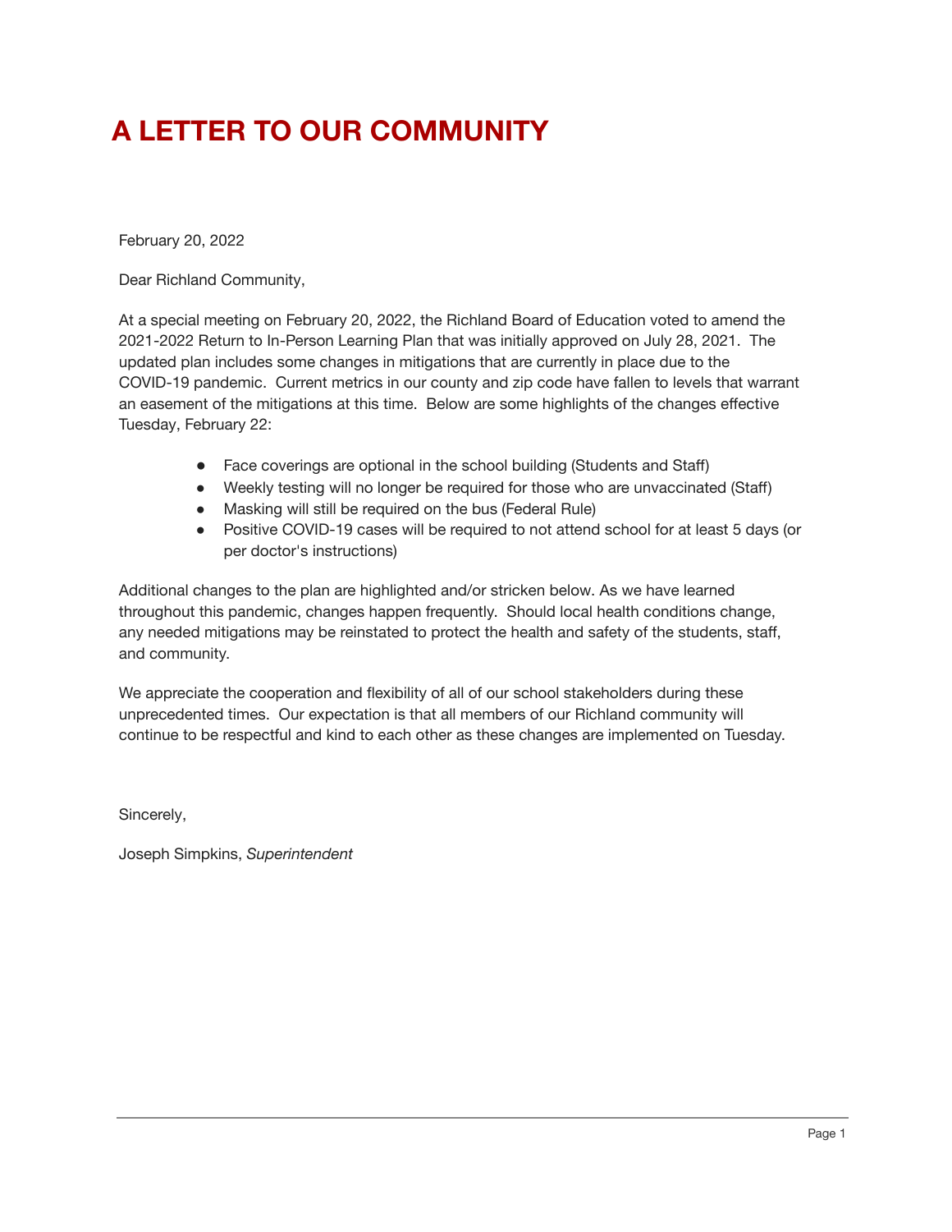# A LETTER TO OUR COMMUNITY

February 20, 2022

Dear Richland Community,

At a special meeting on February 20, 2022, the Richland Board of Education voted to amend the 2021-2022 Return to In-Person Learning Plan that was initially approved on July 28, 2021. The updated plan includes some changes in mitigations that are currently in place due to the COVID-19 pandemic. Current metrics in our county and zip code have fallen to levels that warrant an easement of the mitigations at this time. Below are some highlights of the changes effective Tuesday, February 22:

- Face coverings are optional in the school building (Students and Staff)
- Weekly testing will no longer be required for those who are unvaccinated (Staff)
- Masking will still be required on the bus (Federal Rule)
- Positive COVID-19 cases will be required to not attend school for at least 5 days (or per doctor's instructions)

Additional changes to the plan are highlighted and/or stricken below. As we have learned throughout this pandemic, changes happen frequently. Should local health conditions change, any needed mitigations may be reinstated to protect the health and safety of the students, staff, and community.

We appreciate the cooperation and flexibility of all of our school stakeholders during these unprecedented times. Our expectation is that all members of our Richland community will continue to be respectful and kind to each other as these changes are implemented on Tuesday.

Sincerely,

Joseph Simpkins, *Superintendent*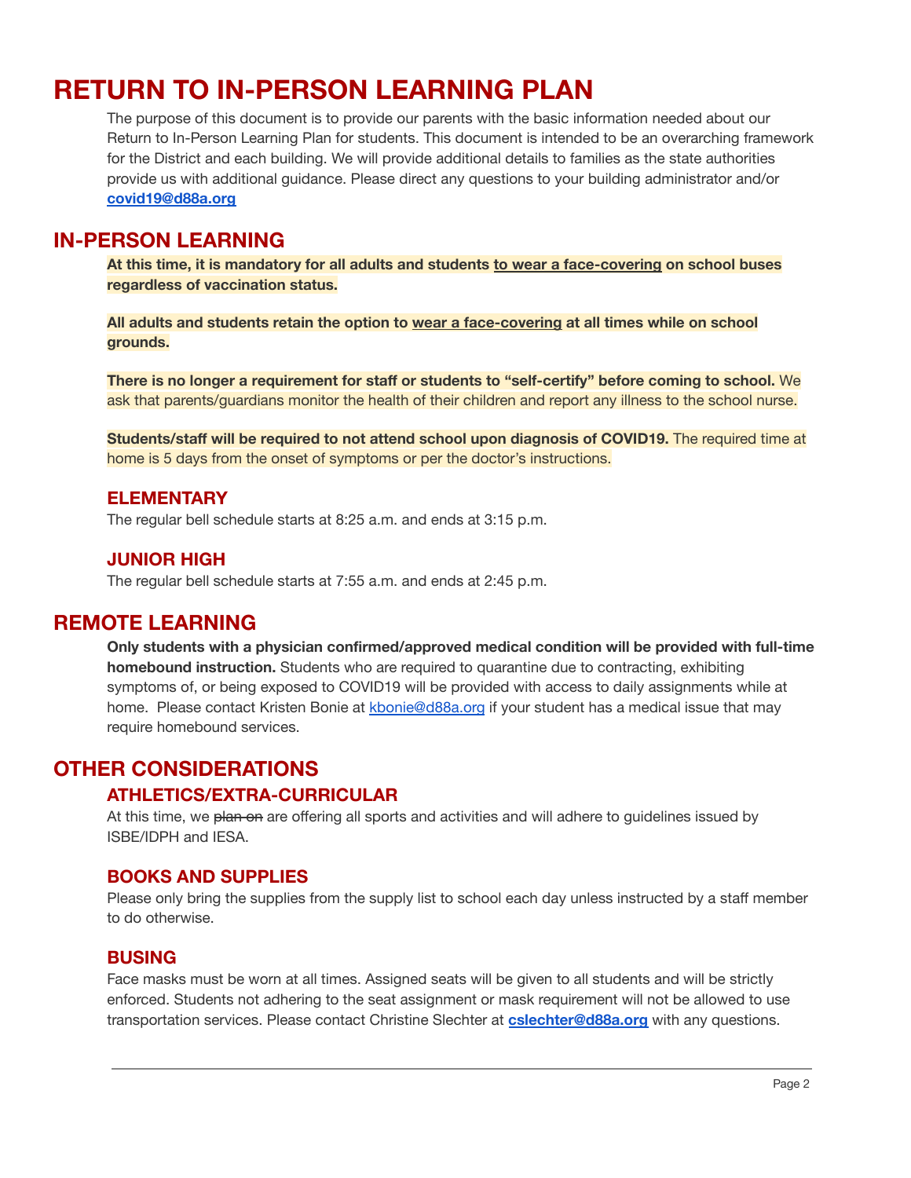# RETURN TO IN-PERSON LEARNING PLAN

The purpose of this document is to provide our parents with the basic information needed about our Return to In-Person Learning Plan for students. This document is intended to be an overarching framework for the District and each building. We will provide additional details to families as the state authorities provide us with additional guidance. Please direct any questions to your building administrator and/or **covid19@d88a.org**

## IN-PERSON LEARNING

**At this time, it is mandatory for all adults and students to wear a face-covering on school buses regardless of vaccination status.**

**All adults and students retain the option to wear a face-covering at all times while on school grounds.**

**There is no longer a requirement for staff or students to "self-certify" before coming to school.** We ask that parents/guardians monitor the health of their children and report any illness to the school nurse.

**Students/staff will be required to not attend school upon diagnosis of COVID19.** The required time at home is 5 days from the onset of symptoms or per the doctor's instructions.

### ELEMENTARY

The regular bell schedule starts at 8:25 a.m. and ends at 3:15 p.m.

### JUNIOR HIGH

The regular bell schedule starts at 7:55 a.m. and ends at 2:45 p.m.

## REMOTE LEARNING

**Only students with a physician confirmed/approved medical condition will be provided with full-time homebound instruction.** Students who are required to quarantine due to contracting, exhibiting symptoms of, or being exposed to COVID19 will be provided with access to daily assignments while at home. Please contact Kristen Bonie at kbonie@d88a.org if your student has a medical issue that may require homebound services.

## OTHER CONSIDERATIONS

### ATHLETICS/EXTRA-CURRICULAR

At this time, we ~~plan on~~ are offering all sports and activities and will adhere to guidelines issued by ISBE/IDPH and IESA.

### BOOKS AND SUPPLIES

Please only bring the supplies from the supply list to school each day unless instructed by a staff member to do otherwise.

### BUSING

Face masks must be worn at all times. Assigned seats will be given to all students and will be strictly enforced. Students not adhering to the seat assignment or mask requirement will not be allowed to use transportation services. Please contact Christine Slechter at **cslechter@d88a.org** with any questions.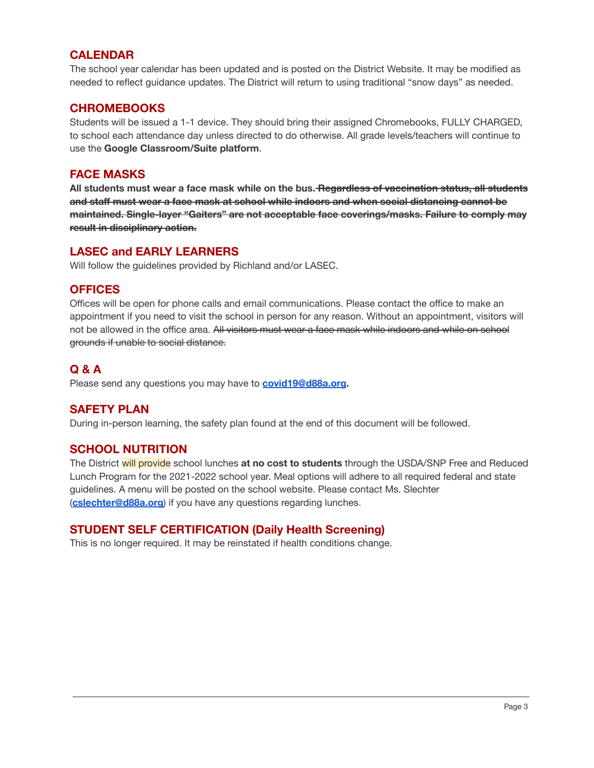## CALENDAR

The school year calendar has been updated and is posted on the District Website. It may be modified as needed to reflect guidance updates. The District will return to using traditional "snow days" as needed.

## CHROMEBOOKS

Students will be issued a 1-1 device. They should bring their assigned Chromebooks, FULLY CHARGED, to school each attendance day unless directed to do otherwise. All grade levels/teachers will continue to use the **Google Classroom/Suite platform**.

## FACE MASKS

**All students must wear a face mask while on the bus.** **~~Regardless of vaccination status, all students and staff must wear a face mask at school while indoors and when social distancing cannot be maintained. Single-layer "Gaiters" are not acceptable face coverings/masks. Failure to comply may result in disciplinary action.~~**

## LASEC and EARLY LEARNERS

Will follow the guidelines provided by Richland and/or LASEC.

## OFFICES

Offices will be open for phone calls and email communications. Please contact the office to make an appointment if you need to visit the school in person for any reason. Without an appointment, visitors will not be allowed in the office area. ~~All visitors must wear a face mask while indoors and while on school grounds if unable to social distance.~~

## Q & A

Please send any questions you may have to **covid19@d88a.org**.

## SAFETY PLAN

During in-person learning, the safety plan found at the end of this document will be followed.

## SCHOOL NUTRITION

The District will provide school lunches **at no cost to students** through the USDA/SNP Free and Reduced Lunch Program for the 2021-2022 school year. Meal options will adhere to all required federal and state guidelines. A menu will be posted on the school website. Please contact Ms. Slechter (**cslechter@d88a.org**) if you have any questions regarding lunches.

## STUDENT SELF CERTIFICATION (Daily Health Screening)

This is no longer required. It may be reinstated if health conditions change.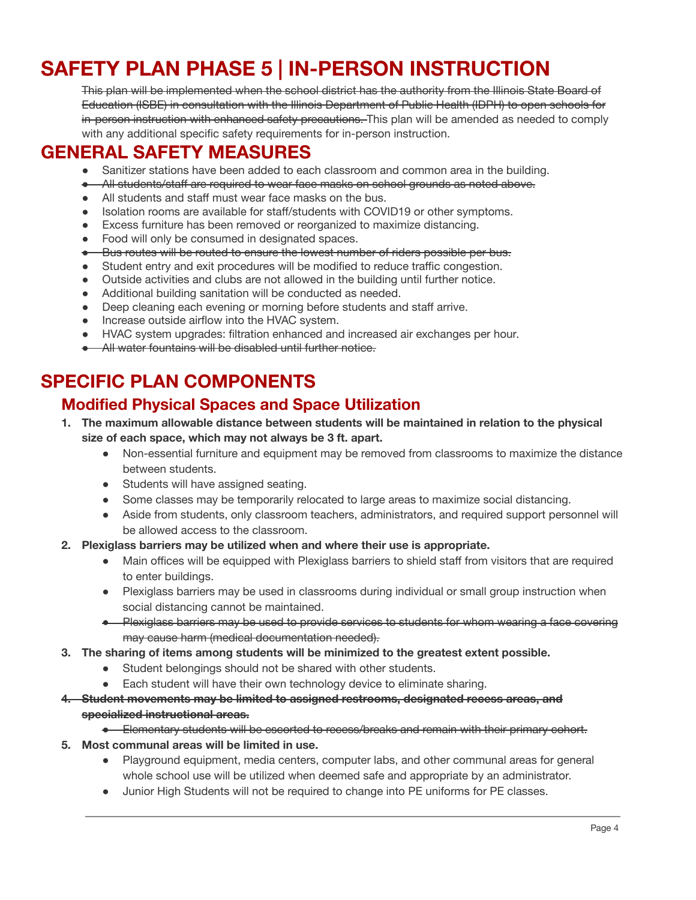# SAFETY PLAN PHASE 5 | IN-PERSON INSTRUCTION

~~This plan will be implemented when the school district has the authority from the Illinois State Board of Education (ISBE) in consultation with the Illinois Department of Public Health (IDPH) to open schools for in-person instruction with enhanced safety precautions.~~ This plan will be amended as needed to comply with any additional specific safety requirements for in-person instruction.

# GENERAL SAFETY MEASURES

- Sanitizer stations have been added to each classroom and common area in the building.
- ~~All students/staff are required to wear face masks on school grounds as noted above.~~
- All students and staff must wear face masks on the bus.
- Isolation rooms are available for staff/students with COVID19 or other symptoms.
- Excess furniture has been removed or reorganized to maximize distancing.
- Food will only be consumed in designated spaces.
- ~~Bus routes will be routed to ensure the lowest number of riders possible per bus.~~
- Student entry and exit procedures will be modified to reduce traffic congestion.
- Outside activities and clubs are not allowed in the building until further notice.
- Additional building sanitation will be conducted as needed.
- Deep cleaning each evening or morning before students and staff arrive.
- Increase outside airflow into the HVAC system.
- HVAC system upgrades: filtration enhanced and increased air exchanges per hour.
- ~~All water fountains will be disabled until further notice.~~

# SPECIFIC PLAN COMPONENTS

## Modified Physical Spaces and Space Utilization

1. **The maximum allowable distance between students will be maintained in relation to the physical size of each space, which may not always be 3 ft. apart.**
    - Non-essential furniture and equipment may be removed from classrooms to maximize the distance between students.
    - Students will have assigned seating.
    - Some classes may be temporarily relocated to large areas to maximize social distancing.
    - Aside from students, only classroom teachers, administrators, and required support personnel will be allowed access to the classroom.
2. **Plexiglass barriers may be utilized when and where their use is appropriate.**
    - Main offices will be equipped with Plexiglass barriers to shield staff from visitors that are required to enter buildings.
    - Plexiglass barriers may be used in classrooms during individual or small group instruction when social distancing cannot be maintained.
    - ~~Plexiglass barriers may be used to provide services to students for whom wearing a face covering may cause harm (medical documentation needed).~~
3. **The sharing of items among students will be minimized to the greatest extent possible.**
    - Student belongings should not be shared with other students.
    - Each student will have their own technology device to eliminate sharing.
4. ~~**Student movements may be limited to assigned restrooms, designated recess areas, and specialized instructional areas.**~~
    - ~~Elementary students will be escorted to recess/breaks and remain with their primary cohort.~~
5. **Most communal areas will be limited in use.**
    - Playground equipment, media centers, computer labs, and other communal areas for general whole school use will be utilized when deemed safe and appropriate by an administrator.
    - Junior High Students will not be required to change into PE uniforms for PE classes.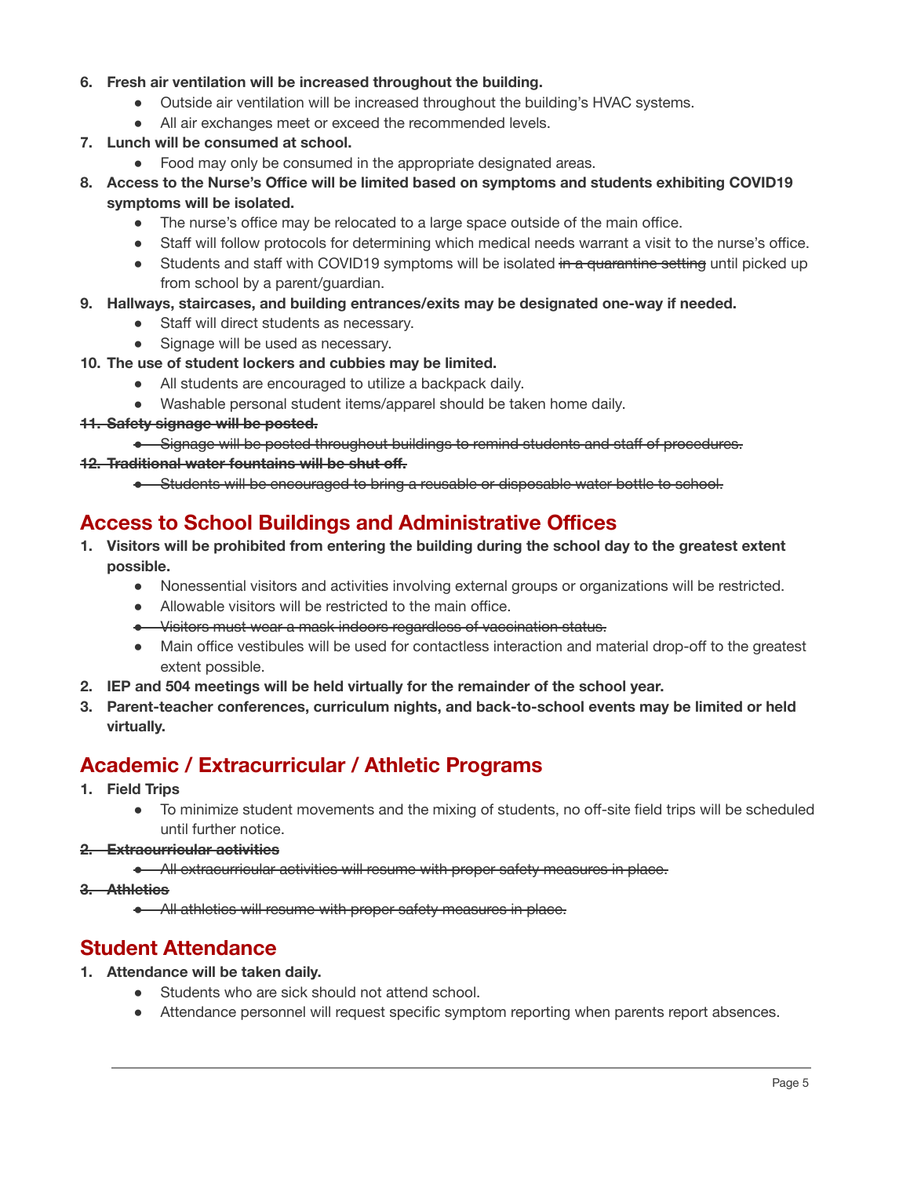6. **Fresh air ventilation will be increased throughout the building.**
    - Outside air ventilation will be increased throughout the building's HVAC systems.
    - All air exchanges meet or exceed the recommended levels.
7. **Lunch will be consumed at school.**
    - Food may only be consumed in the appropriate designated areas.
8. **Access to the Nurse's Office will be limited based on symptoms and students exhibiting COVID19 symptoms will be isolated.**
    - The nurse's office may be relocated to a large space outside of the main office.
    - Staff will follow protocols for determining which medical needs warrant a visit to the nurse's office.
    - Students and staff with COVID19 symptoms will be isolated ~~in a quarantine setting~~ until picked up from school by a parent/guardian.
9. **Hallways, staircases, and building entrances/exits may be designated one-way if needed.**
    - Staff will direct students as necessary.
    - Signage will be used as necessary.
10. **The use of student lockers and cubbies may be limited.**
    - All students are encouraged to utilize a backpack daily.
    - Washable personal student items/apparel should be taken home daily.
11. ~~**Safety signage will be posted.**~~
    - ~~Signage will be posted throughout buildings to remind students and staff of procedures.~~
12. ~~**Traditional water fountains will be shut off.**~~
    - ~~Students will be encouraged to bring a reusable or disposable water bottle to school.~~

## Access to School Buildings and Administrative Offices

1. **Visitors will be prohibited from entering the building during the school day to the greatest extent possible.**
    - Nonessential visitors and activities involving external groups or organizations will be restricted.
    - Allowable visitors will be restricted to the main office.
    - ~~Visitors must wear a mask indoors regardless of vaccination status.~~
    - Main office vestibules will be used for contactless interaction and material drop-off to the greatest extent possible.
2. **IEP and 504 meetings will be held virtually for the remainder of the school year.**
3. **Parent-teacher conferences, curriculum nights, and back-to-school events may be limited or held virtually.**

## Academic / Extracurricular / Athletic Programs

1. **Field Trips**
    - To minimize student movements and the mixing of students, no off-site field trips will be scheduled until further notice.
2. ~~**Extracurricular activities**~~
    - ~~All extracurricular activities will resume with proper safety measures in place.~~
3. ~~**Athletics**~~
    - ~~All athletics will resume with proper safety measures in place.~~

## Student Attendance

1. **Attendance will be taken daily.**
    - Students who are sick should not attend school.
    - Attendance personnel will request specific symptom reporting when parents report absences.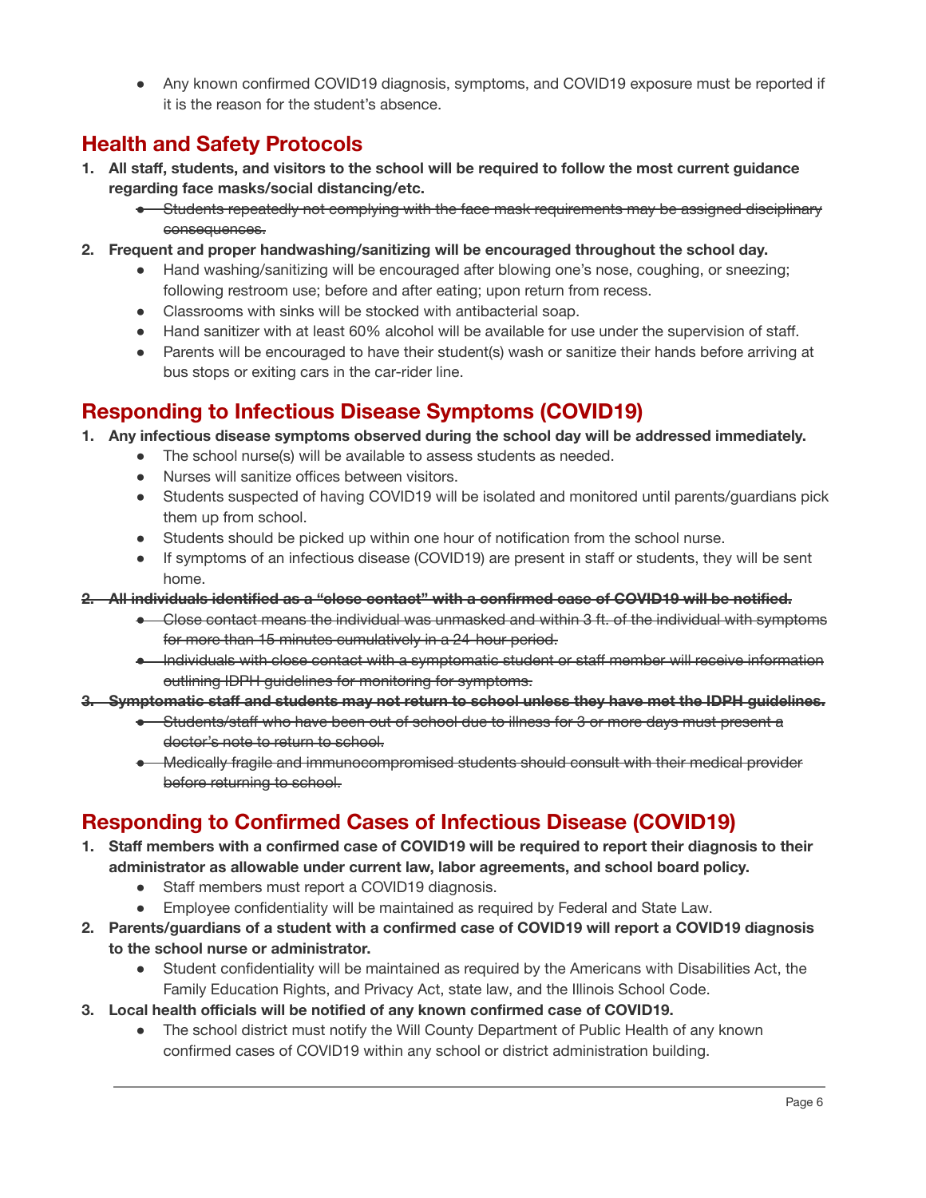- Any known confirmed COVID19 diagnosis, symptoms, and COVID19 exposure must be reported if it is the reason for the student's absence.

## Health and Safety Protocols

1. **All staff, students, and visitors to the school will be required to follow the most current guidance regarding face masks/social distancing/etc.**
    - ~~Students repeatedly not complying with the face mask requirements may be assigned disciplinary consequences.~~
2. **Frequent and proper handwashing/sanitizing will be encouraged throughout the school day.**
    - Hand washing/sanitizing will be encouraged after blowing one's nose, coughing, or sneezing; following restroom use; before and after eating; upon return from recess.
    - Classrooms with sinks will be stocked with antibacterial soap.
    - Hand sanitizer with at least 60% alcohol will be available for use under the supervision of staff.
    - Parents will be encouraged to have their student(s) wash or sanitize their hands before arriving at bus stops or exiting cars in the car-rider line.

## Responding to Infectious Disease Symptoms (COVID19)

1. **Any infectious disease symptoms observed during the school day will be addressed immediately.**
    - The school nurse(s) will be available to assess students as needed.
    - Nurses will sanitize offices between visitors.
    - Students suspected of having COVID19 will be isolated and monitored until parents/guardians pick them up from school.
    - Students should be picked up within one hour of notification from the school nurse.
    - If symptoms of an infectious disease (COVID19) are present in staff or students, they will be sent home.
2. ~~**All individuals identified as a "close contact" with a confirmed case of COVID19 will be notified.**~~
    - ~~Close contact means the individual was unmasked and within 3 ft. of the individual with symptoms for more than 15 minutes cumulatively in a 24-hour period.~~
    - ~~Individuals with close contact with a symptomatic student or staff member will receive information outlining IDPH guidelines for monitoring for symptoms.~~
3. ~~**Symptomatic staff and students may not return to school unless they have met the IDPH guidelines.**~~
    - ~~Students/staff who have been out of school due to illness for 3 or more days must present a doctor's note to return to school.~~
    - ~~Medically fragile and immunocompromised students should consult with their medical provider before returning to school.~~

## Responding to Confirmed Cases of Infectious Disease (COVID19)

1. **Staff members with a confirmed case of COVID19 will be required to report their diagnosis to their administrator as allowable under current law, labor agreements, and school board policy.**
    - Staff members must report a COVID19 diagnosis.
    - Employee confidentiality will be maintained as required by Federal and State Law.
2. **Parents/guardians of a student with a confirmed case of COVID19 will report a COVID19 diagnosis to the school nurse or administrator.**
    - Student confidentiality will be maintained as required by the Americans with Disabilities Act, the Family Education Rights, and Privacy Act, state law, and the Illinois School Code.
3. **Local health officials will be notified of any known confirmed case of COVID19.**
    - The school district must notify the Will County Department of Public Health of any known confirmed cases of COVID19 within any school or district administration building.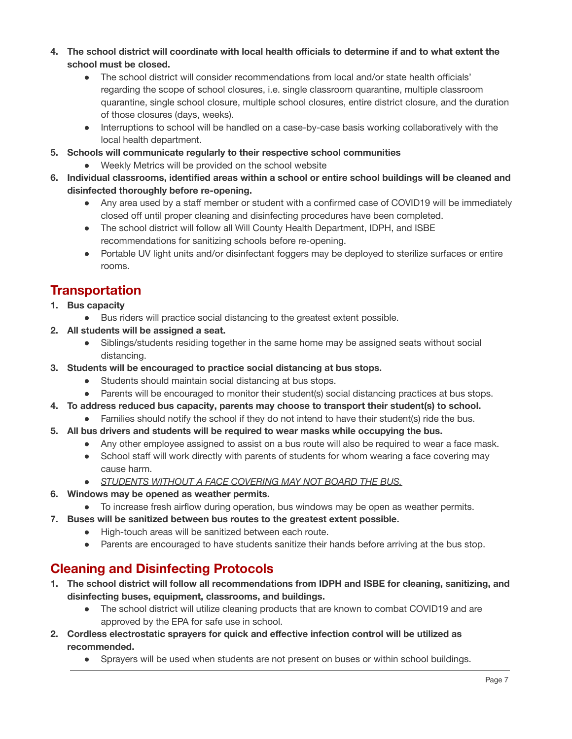4. **The school district will coordinate with local health officials to determine if and to what extent the school must be closed.**
    - The school district will consider recommendations from local and/or state health officials' regarding the scope of school closures, i.e. single classroom quarantine, multiple classroom quarantine, single school closure, multiple school closures, entire district closure, and the duration of those closures (days, weeks).
    - Interruptions to school will be handled on a case-by-case basis working collaboratively with the local health department.
5. **Schools will communicate regularly to their respective school communities**
    - Weekly Metrics will be provided on the school website
6. **Individual classrooms, identified areas within a school or entire school buildings will be cleaned and disinfected thoroughly before re-opening.**
    - Any area used by a staff member or student with a confirmed case of COVID19 will be immediately closed off until proper cleaning and disinfecting procedures have been completed.
    - The school district will follow all Will County Health Department, IDPH, and ISBE recommendations for sanitizing schools before re-opening.
    - Portable UV light units and/or disinfectant foggers may be deployed to sterilize surfaces or entire rooms.

## Transportation

1. **Bus capacity**
    - Bus riders will practice social distancing to the greatest extent possible.
2. **All students will be assigned a seat.**
    - Siblings/students residing together in the same home may be assigned seats without social distancing.
3. **Students will be encouraged to practice social distancing at bus stops.**
    - Students should maintain social distancing at bus stops.
    - Parents will be encouraged to monitor their student(s) social distancing practices at bus stops.
4. **To address reduced bus capacity, parents may choose to transport their student(s) to school.**
    - Families should notify the school if they do not intend to have their student(s) ride the bus.
5. **All bus drivers and students will be required to wear masks while occupying the bus.**
    - Any other employee assigned to assist on a bus route will also be required to wear a face mask.
    - School staff will work directly with parents of students for whom wearing a face covering may cause harm.
    - *STUDENTS WITHOUT A FACE COVERING MAY NOT BOARD THE BUS.*
6. **Windows may be opened as weather permits.**
    - To increase fresh airflow during operation, bus windows may be open as weather permits.
7. **Buses will be sanitized between bus routes to the greatest extent possible.**
    - High-touch areas will be sanitized between each route.
    - Parents are encouraged to have students sanitize their hands before arriving at the bus stop.

## Cleaning and Disinfecting Protocols

1. **The school district will follow all recommendations from IDPH and ISBE for cleaning, sanitizing, and disinfecting buses, equipment, classrooms, and buildings.**
    - The school district will utilize cleaning products that are known to combat COVID19 and are approved by the EPA for safe use in school.
2. **Cordless electrostatic sprayers for quick and effective infection control will be utilized as recommended.**
    - Sprayers will be used when students are not present on buses or within school buildings.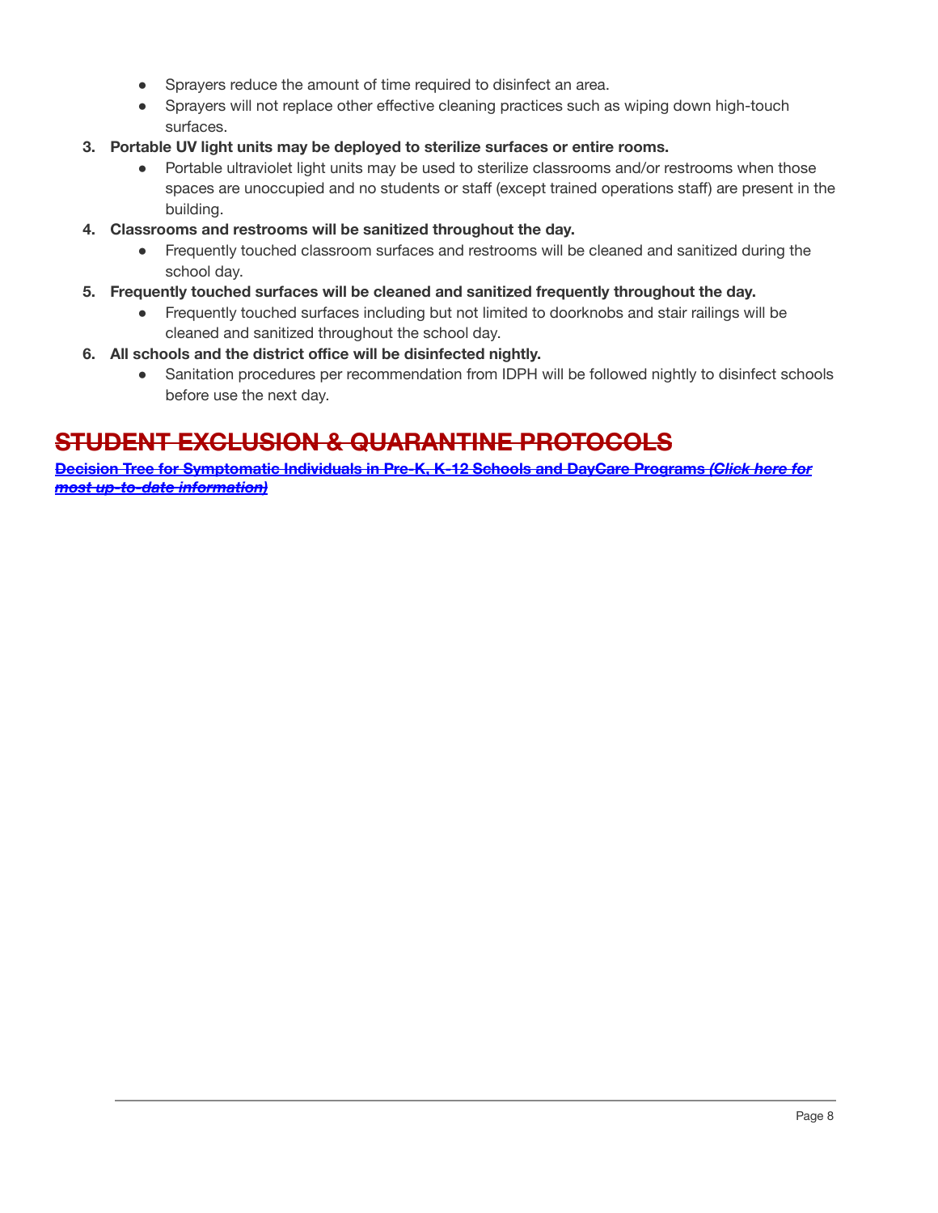- Sprayers reduce the amount of time required to disinfect an area.
- Sprayers will not replace other effective cleaning practices such as wiping down high-touch surfaces.

3. **Portable UV light units may be deployed to sterilize surfaces or entire rooms.**
    - Portable ultraviolet light units may be used to sterilize classrooms and/or restrooms when those spaces are unoccupied and no students or staff (except trained operations staff) are present in the building.
4. **Classrooms and restrooms will be sanitized throughout the day.**
    - Frequently touched classroom surfaces and restrooms will be cleaned and sanitized during the school day.
5. **Frequently touched surfaces will be cleaned and sanitized frequently throughout the day.**
    - Frequently touched surfaces including but not limited to doorknobs and stair railings will be cleaned and sanitized throughout the school day.
6. **All schools and the district office will be disinfected nightly.**
    - Sanitation procedures per recommendation from IDPH will be followed nightly to disinfect schools before use the next day.

## ~~STUDENT EXCLUSION & QUARANTINE PROTOCOLS~~

~~**Decision Tree for Symptomatic Individuals in Pre-K, K-12 Schools and DayCare Programs *(Click here for most up-to-date information)***~~